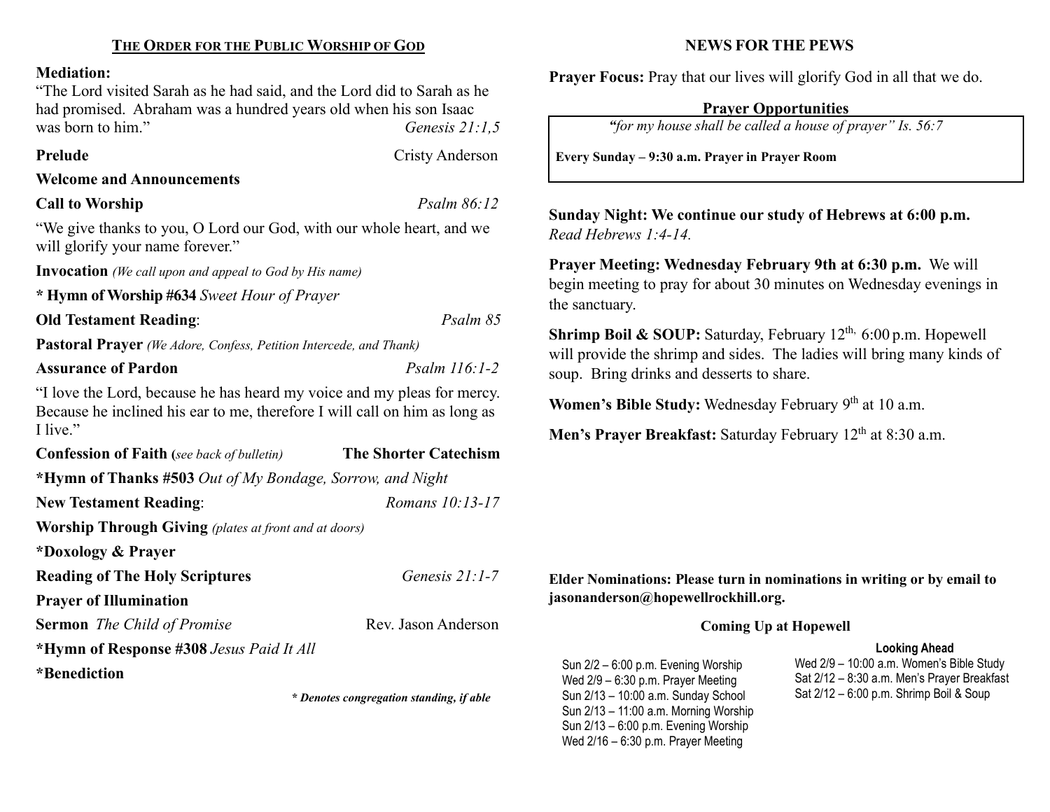## THE ORDER FOR THE PUBLIC WORSHIP OF GOD

**Mediation:**
"The Lord visited Sarah as he had said, and the Lord did to Sarah as he had promised. Abraham was a hundred years old when his son Isaac was born to him." *Genesis 21:1,5*

**Prelude** Cristy Anderson

**Welcome and Announcements**

**Call to Worship** *Psalm 86:12*

"We give thanks to you, O Lord our God, with our whole heart, and we will glorify your name forever."

**Invocation** *(We call upon and appeal to God by His name)*

**\* Hymn of Worship #634** *Sweet Hour of Prayer*

**Old Testament Reading**: *Psalm 85*

**Pastoral Prayer** *(We Adore, Confess, Petition Intercede, and Thank)*

**Assurance of Pardon** *Psalm 116:1-2*

"I love the Lord, because he has heard my voice and my pleas for mercy. Because he inclined his ear to me, therefore I will call on him as long as I live."

**Confession of Faith (***see back of bulletin***)** **The Shorter Catechism**

**\*Hymn of Thanks #503** *Out of My Bondage, Sorrow, and Night*

**New Testament Reading**: *Romans 10:13-17*

**Worship Through Giving** *(plates at front and at doors)*

**\*Doxology & Prayer**

**Reading of The Holy Scriptures** *Genesis 21:1-7*

**Prayer of Illumination**

**Sermon** *The Child of Promise* Rev. Jason Anderson

**\*Hymn of Response #308** *Jesus Paid It All*

**\*Benediction**

***\* Denotes congregation standing, if able***

## NEWS FOR THE PEWS

**Prayer Focus:** Pray that our lives will glorify God in all that we do.

**Prayer Opportunities**

*"for my house shall be called a house of prayer" Is. 56:7*

**Every Sunday – 9:30 a.m. Prayer in Prayer Room**

**Sunday Night: We continue our study of Hebrews at 6:00 p.m.** *Read Hebrews 1:4-14.*

**Prayer Meeting: Wednesday February 9th at 6:30 p.m.** We will begin meeting to pray for about 30 minutes on Wednesday evenings in the sanctuary.

**Shrimp Boil & SOUP:** Saturday, February 12th, 6:00 p.m. Hopewell will provide the shrimp and sides. The ladies will bring many kinds of soup. Bring drinks and desserts to share.

**Women's Bible Study:** Wednesday February 9th at 10 a.m.

**Men's Prayer Breakfast:** Saturday February 12th at 8:30 a.m.

**Elder Nominations: Please turn in nominations in writing or by email to jasonanderson@hopewellrockhill.org.**

**Coming Up at Hopewell**

Sun 2/2 – 6:00 p.m. Evening Worship
Wed 2/9 – 6:30 p.m. Prayer Meeting
Sun 2/13 – 10:00 a.m. Sunday School
Sun 2/13 – 11:00 a.m. Morning Worship
Sun 2/13 – 6:00 p.m. Evening Worship
Wed 2/16 – 6:30 p.m. Prayer Meeting

**Looking Ahead**

Wed 2/9 – 10:00 a.m. Women's Bible Study
Sat 2/12 – 8:30 a.m. Men's Prayer Breakfast
Sat 2/12 – 6:00 p.m. Shrimp Boil & Soup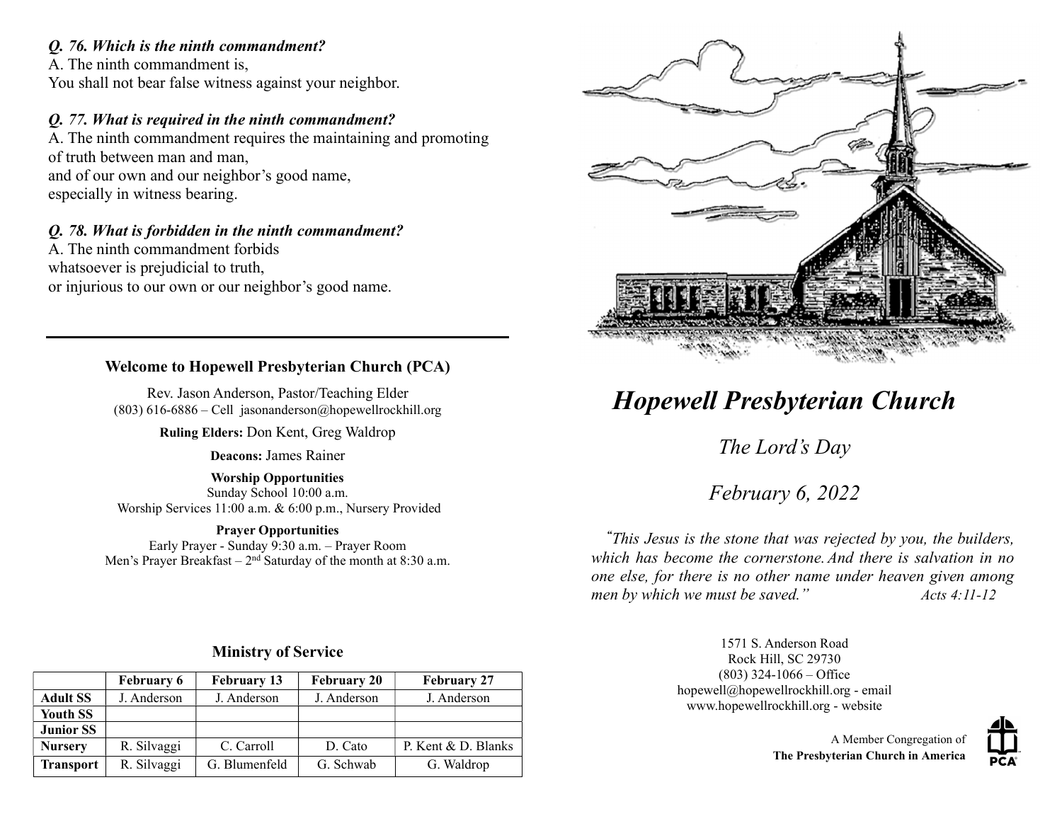*Q. 76. Which is the ninth commandment?*
A. The ninth commandment is,
You shall not bear false witness against your neighbor.

*Q. 77. What is required in the ninth commandment?*
A. The ninth commandment requires the maintaining and promoting of truth between man and man,
and of our own and our neighbor's good name,
especially in witness bearing.

*Q. 78. What is forbidden in the ninth commandment?*
A. The ninth commandment forbids
whatsoever is prejudicial to truth,
or injurious to our own or our neighbor's good name.

---

**Welcome to Hopewell Presbyterian Church (PCA)**

Rev. Jason Anderson, Pastor/Teaching Elder
(803) 616-6886 – Cell jasonanderson@hopewellrockhill.org

**Ruling Elders:** Don Kent, Greg Waldrop

**Deacons:** James Rainer

**Worship Opportunities**
Sunday School 10:00 a.m.
Worship Services 11:00 a.m. & 6:00 p.m., Nursery Provided

**Prayer Opportunities**
Early Prayer - Sunday 9:30 a.m. – Prayer Room
Men's Prayer Breakfast – 2nd Saturday of the month at 8:30 a.m.

**Ministry of Service**

| | February 6 | February 13 | February 20 | February 27 |
|---|---|---|---|---|
| **Adult SS** | J. Anderson | J. Anderson | J. Anderson | J. Anderson |
| **Youth SS** | | | | |
| **Junior SS** | | | | |
| **Nursery** | R. Silvaggi | C. Carroll | D. Cato | P. Kent & D. Blanks |
| **Transport** | R. Silvaggi | G. Blumenfeld | G. Schwab | G. Waldrop |

# *Hopewell Presbyterian Church*

*The Lord's Day*

*February 6, 2022*

*"This Jesus is the stone that was rejected by you, the builders, which has become the cornerstone. And there is salvation in no one else, for there is no other name under heaven given among men by which we must be saved."* *Acts 4:11-12*

1571 S. Anderson Road
Rock Hill, SC 29730
(803) 324-1066 – Office
hopewell@hopewellrockhill.org - email
www.hopewellrockhill.org - website

A Member Congregation of
**The Presbyterian Church in America**